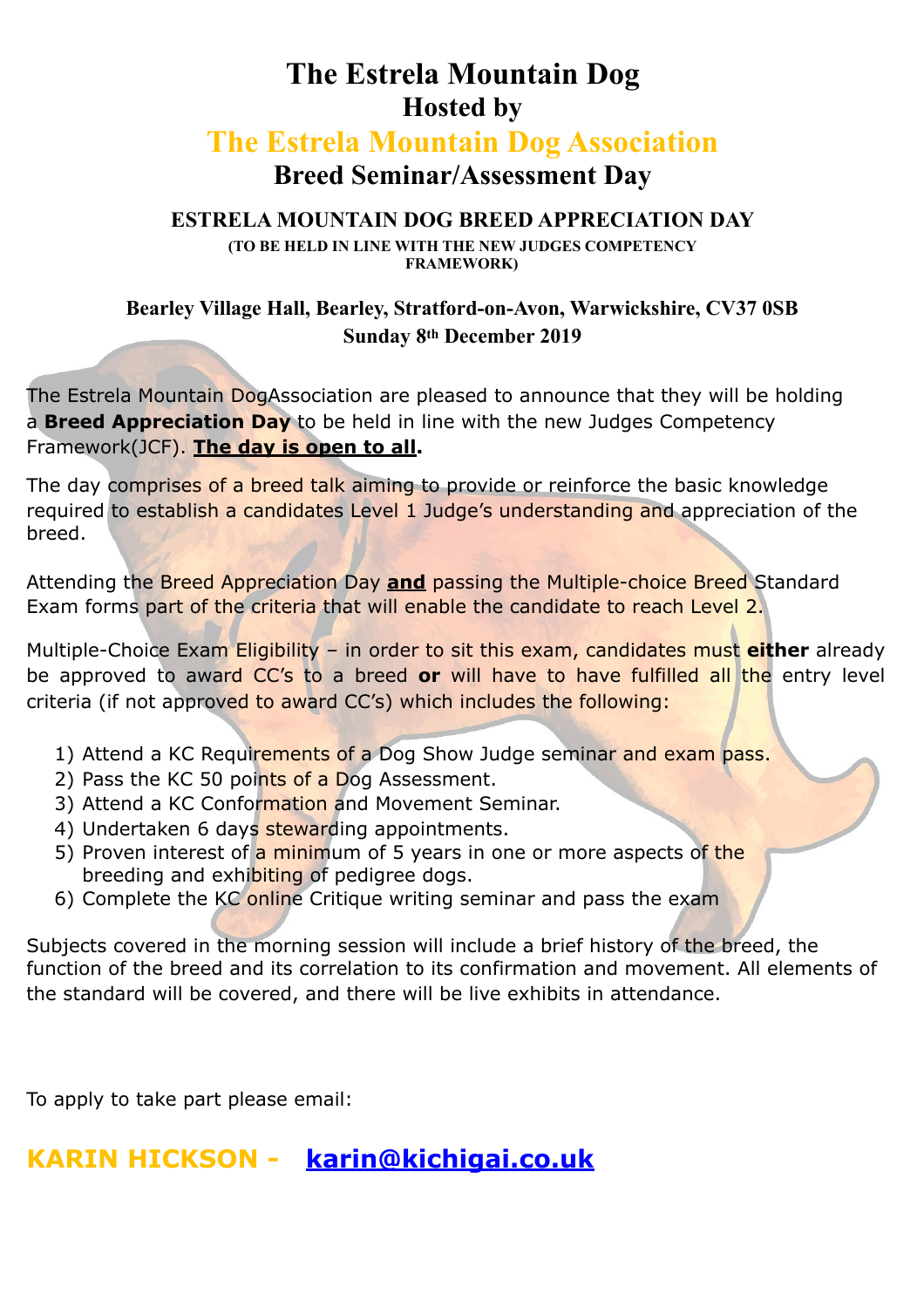# The Estrela Mountain Dog
## Hosted by
## The Estrela Mountain Dog Association
## Breed Seminar/Assessment Day

### ESTRELA MOUNTAIN DOG BREED APPRECIATION DAY

**(TO BE HELD IN LINE WITH THE NEW JUDGES COMPETENCY FRAMEWORK)**

**Bearley Village Hall, Bearley, Stratford-on-Avon, Warwickshire, CV37 0SB**
**Sunday 8th December 2019**

The Estrela Mountain DogAssociation are pleased to announce that they will be holding a **Breed Appreciation Day** to be held in line with the new Judges Competency Framework(JCF). **The day is open to all.**

The day comprises of a breed talk aiming to provide or reinforce the basic knowledge required to establish a candidates Level 1 Judge's understanding and appreciation of the breed.

Attending the Breed Appreciation Day **and** passing the Multiple-choice Breed Standard Exam forms part of the criteria that will enable the candidate to reach Level 2.

Multiple-Choice Exam Eligibility – in order to sit this exam, candidates must **either** already be approved to award CC's to a breed **or** will have to have fulfilled all the entry level criteria (if not approved to award CC's) which includes the following:

1) Attend a KC Requirements of a Dog Show Judge seminar and exam pass.
2) Pass the KC 50 points of a Dog Assessment.
3) Attend a KC Conformation and Movement Seminar.
4) Undertaken 6 days stewarding appointments.
5) Proven interest of a minimum of 5 years in one or more aspects of the breeding and exhibiting of pedigree dogs.
6) Complete the KC online Critique writing seminar and pass the exam

Subjects covered in the morning session will include a brief history of the breed, the function of the breed and its correlation to its confirmation and movement. All elements of the standard will be covered, and there will be live exhibits in attendance.

To apply to take part please email:

**KARIN HICKSON - karin@kichigai.co.uk**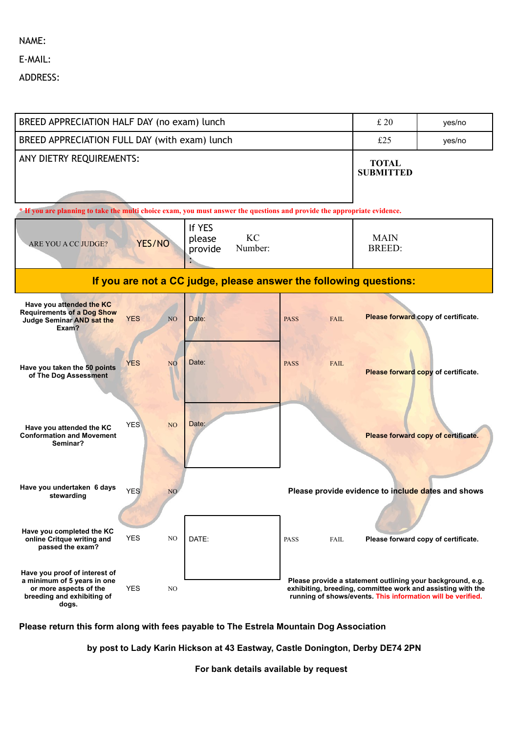NAME:

E-MAIL:

ADDRESS:

| | | |
|---|---|---|
| BREED APPRECIATION HALF DAY (no exam) lunch | £ 20 | yes/no |
| BREED APPRECIATION FULL DAY (with exam) lunch | £25 | yes/no |
| ANY DIETRY REQUIREMENTS: | TOTAL SUBMITTED | |

* If you are planning to take the multi choice exam, you must answer the questions and provide the appropriate evidence.

| | | | |
|---|---|---|---|
| ARE YOU A CC JUDGE? | YES/NO | If YES please provide : KC Number: | MAIN BREED: |

**If you are not a CC judge, please answer the following questions:**

| | | | | | | | |
|---|---|---|---|---|---|---|---|
| **Have you attended the KC Requirements of a Dog Show Judge Seminar AND sat the Exam?** | YES | NO | Date: | PASS | FAIL | **Please forward copy of certificate.** |
| **Have you taken the 50 points of The Dog Assessment** | YES | NO | Date: | PASS | FAIL | **Please forward copy of certificate.** |
| **Have you attended the KC Conformation and Movement Seminar?** | YES | NO | Date: | | | **Please forward copy of certificate.** |
| **Have you undertaken 6 days stewarding** | YES | NO | | | | **Please provide evidence to include dates and shows** |
| **Have you completed the KC online Critque writing and passed the exam?** | YES | NO | DATE: | PASS | FAIL | **Please forward copy of certificate.** |
| **Have you proof of interest of a minimum of 5 years in one or more aspects of the breeding and exhibiting of dogs.** | YES | NO | | | | **Please provide a statement outlining your background, e.g. exhibiting, breeding, committee work and assisting with the running of shows/events. This information will be verified.** |

**Please return this form along with fees payable to The Estrela Mountain Dog Association**

**by post to Lady Karin Hickson at 43 Eastway, Castle Donington, Derby DE74 2PN**

**For bank details available by request**